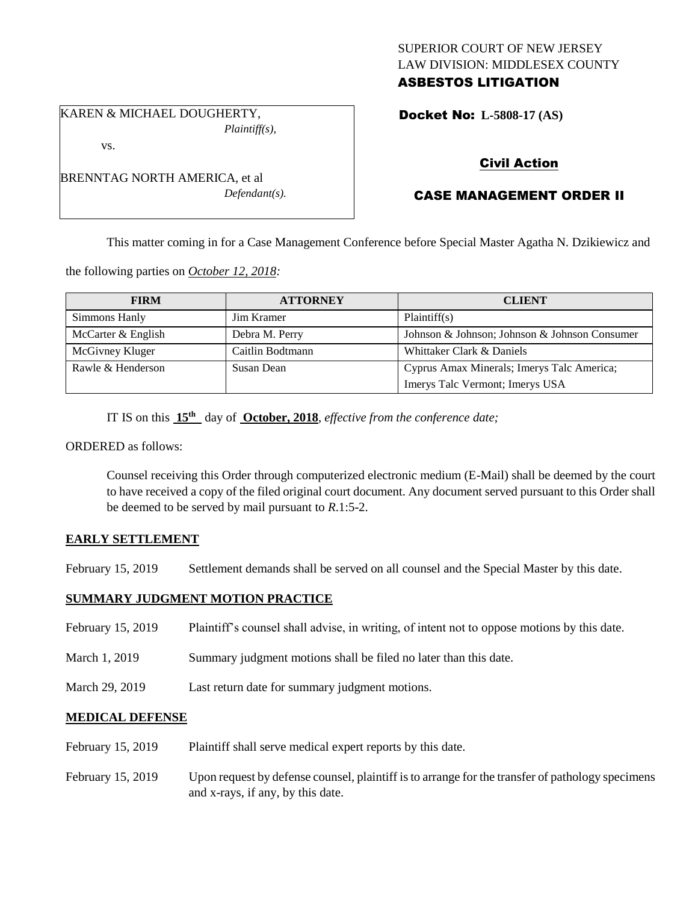SUPERIOR COURT OF NEW JERSEY
LAW DIVISION: MIDDLESEX COUNTY
**ASBESTOS LITIGATION**

KAREN & MICHAEL DOUGHERTY,
*Plaintiff(s),*

vs.

BRENNTAG NORTH AMERICA, et al
*Defendant(s).*

**Docket No: L-5808-17 (AS)**

**Civil Action**

**CASE MANAGEMENT ORDER II**

This matter coming in for a Case Management Conference before Special Master Agatha N. Dzikiewicz and the following parties on *October 12, 2018:*

| FIRM | ATTORNEY | CLIENT |
|---|---|---|
| Simmons Hanly | Jim Kramer | Plaintiff(s) |
| McCarter & English | Debra M. Perry | Johnson & Johnson; Johnson & Johnson Consumer |
| McGivney Kluger | Caitlin Bodtmann | Whittaker Clark & Daniels |
| Rawle & Henderson | Susan Dean | Cyprus Amax Minerals; Imerys Talc America; Imerys Talc Vermont; Imerys USA |

IT IS on this **15th** day of **October, 2018**, *effective from the conference date;*

ORDERED as follows:

Counsel receiving this Order through computerized electronic medium (E-Mail) shall be deemed by the court to have received a copy of the filed original court document. Any document served pursuant to this Order shall be deemed to be served by mail pursuant to *R*.1:5-2.

**EARLY SETTLEMENT**

February 15, 2019 — Settlement demands shall be served on all counsel and the Special Master by this date.

**SUMMARY JUDGMENT MOTION PRACTICE**

February 15, 2019 — Plaintiff's counsel shall advise, in writing, of intent not to oppose motions by this date.

March 1, 2019 — Summary judgment motions shall be filed no later than this date.

March 29, 2019 — Last return date for summary judgment motions.

**MEDICAL DEFENSE**

February 15, 2019 — Plaintiff shall serve medical expert reports by this date.

February 15, 2019 — Upon request by defense counsel, plaintiff is to arrange for the transfer of pathology specimens and x-rays, if any, by this date.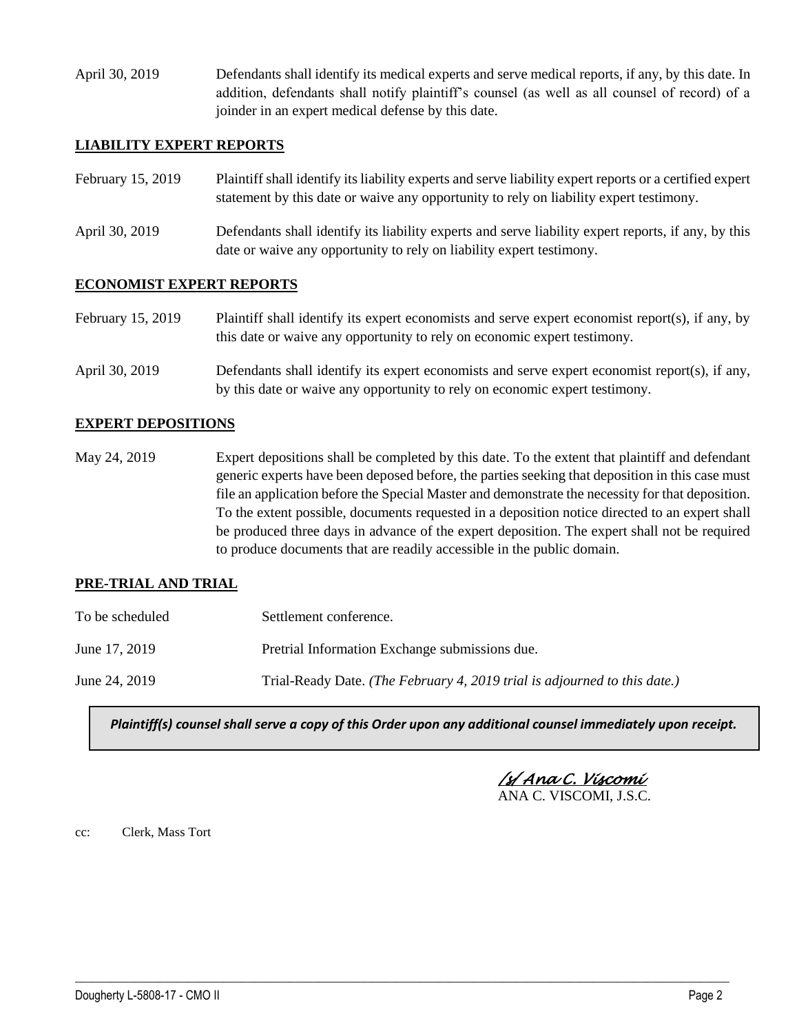| | |
|---|---|
| April 30, 2019 | Defendants shall identify its medical experts and serve medical reports, if any, by this date. In addition, defendants shall notify plaintiff's counsel (as well as all counsel of record) of a joinder in an expert medical defense by this date. |

## LIABILITY EXPERT REPORTS

| | |
|---|---|
| February 15, 2019 | Plaintiff shall identify its liability experts and serve liability expert reports or a certified expert statement by this date or waive any opportunity to rely on liability expert testimony. |
| April 30, 2019 | Defendants shall identify its liability experts and serve liability expert reports, if any, by this date or waive any opportunity to rely on liability expert testimony. |

## ECONOMIST EXPERT REPORTS

| | |
|---|---|
| February 15, 2019 | Plaintiff shall identify its expert economists and serve expert economist report(s), if any, by this date or waive any opportunity to rely on economic expert testimony. |
| April 30, 2019 | Defendants shall identify its expert economists and serve expert economist report(s), if any, by this date or waive any opportunity to rely on economic expert testimony. |

## EXPERT DEPOSITIONS

| | |
|---|---|
| May 24, 2019 | Expert depositions shall be completed by this date. To the extent that plaintiff and defendant generic experts have been deposed before, the parties seeking that deposition in this case must file an application before the Special Master and demonstrate the necessity for that deposition. To the extent possible, documents requested in a deposition notice directed to an expert shall be produced three days in advance of the expert deposition. The expert shall not be required to produce documents that are readily accessible in the public domain. |

## PRE-TRIAL AND TRIAL

| | |
|---|---|
| To be scheduled | Settlement conference. |
| June 17, 2019 | Pretrial Information Exchange submissions due. |
| June 24, 2019 | Trial-Ready Date. *(The February 4, 2019 trial is adjourned to this date.)* |

***Plaintiff(s) counsel shall serve a copy of this Order upon any additional counsel immediately upon receipt.***

/s/ Ana C. Viscomi
ANA C. VISCOMI, J.S.C.

cc: Clerk, Mass Tort